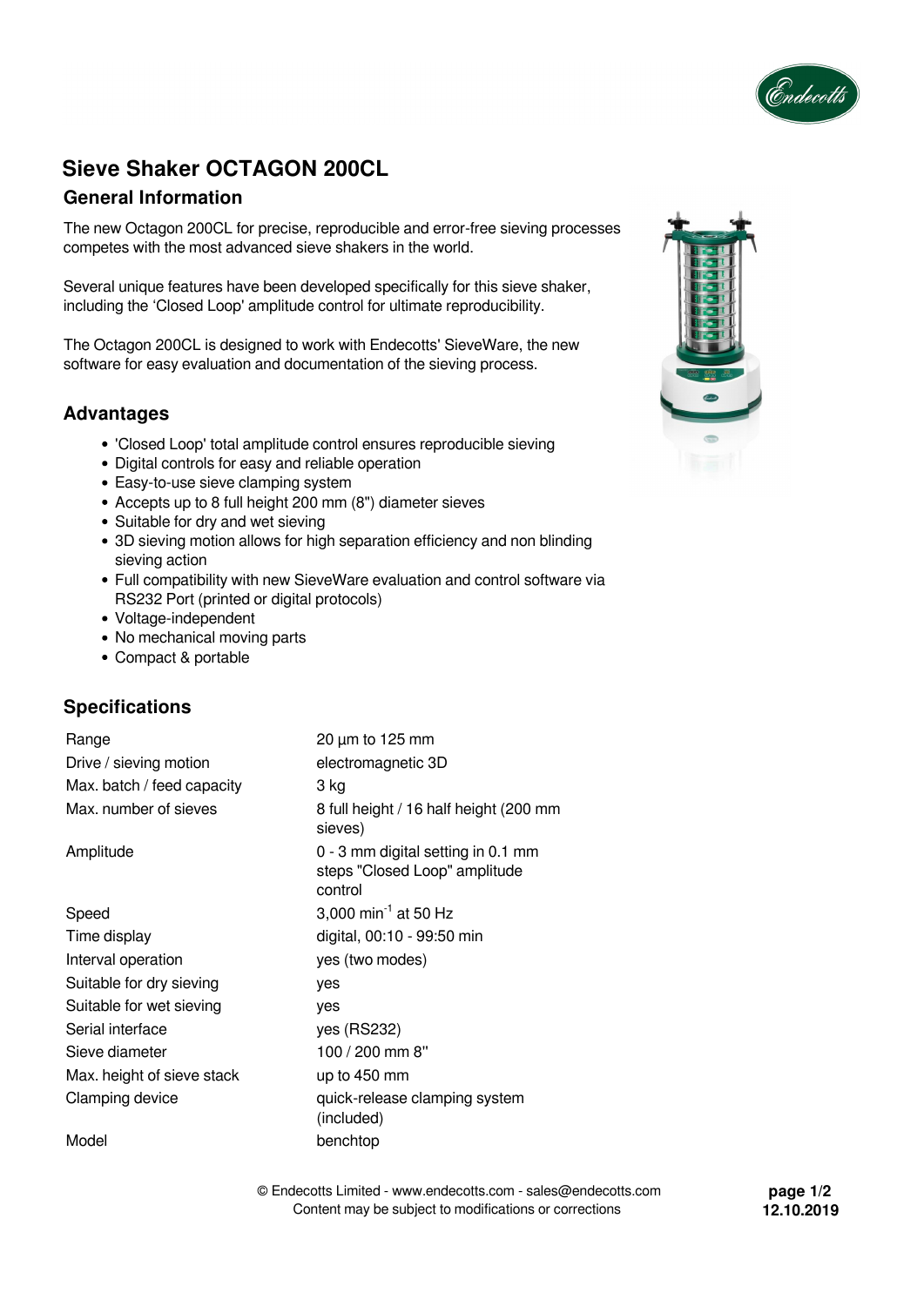# Sieve Shaker OCTAGON 200CL

## General Information

The new Octagon 200CL for precise, reproducible and error-free sieving processes competes with the most advanced sieve shakers in the world.

Several unique features have been developed specifically for this sieve shaker, including the 'Closed Loop' amplitude control for ultimate reproducibility.

The Octagon 200CL is designed to work with Endecotts' SieveWare, the new software for easy evaluation and documentation of the sieving process.

## Advantages

- 'Closed Loop' total amplitude control ensures reproducible sieving
- Digital controls for easy and reliable operation
- Easy-to-use sieve clamping system
- Accepts up to 8 full height 200 mm (8") diameter sieves
- Suitable for dry and wet sieving
- 3D sieving motion allows for high separation efficiency and non blinding sieving action
- Full compatibility with new SieveWare evaluation and control software via RS232 Port (printed or digital protocols)
- Voltage-independent
- No mechanical moving parts
- Compact & portable

## Specifications

| | |
|---|---|
| Range | 20 µm to 125 mm |
| Drive / sieving motion | electromagnetic 3D |
| Max. batch / feed capacity | 3 kg |
| Max. number of sieves | 8 full height / 16 half height (200 mm sieves) |
| Amplitude | 0 - 3 mm digital setting in 0.1 mm steps "Closed Loop" amplitude control |
| Speed | 3,000 $min^{-1}$ at 50 Hz |
| Time display | digital, 00:10 - 99:50 min |
| Interval operation | yes (two modes) |
| Suitable for dry sieving | yes |
| Suitable for wet sieving | yes |
| Serial interface | yes (RS232) |
| Sieve diameter | 100 / 200 mm 8" |
| Max. height of sieve stack | up to 450 mm |
| Clamping device | quick-release clamping system (included) |
| Model | benchtop |

© Endecotts Limited - www.endecotts.com - sales@endecotts.com
Content may be subject to modifications or corrections

12.10.2019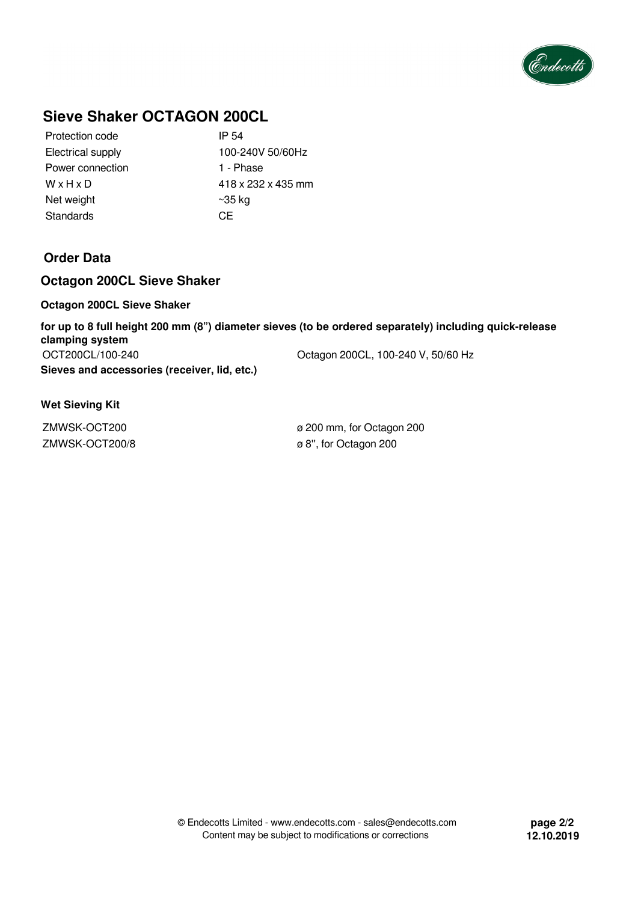## Sieve Shaker OCTAGON 200CL

| | |
|---|---|
| Protection code | IP 54 |
| Electrical supply | 100-240V 50/60Hz |
| Power connection | 1 - Phase |
| W x H x D | 418 x 232 x 435 mm |
| Net weight | ~35 kg |
| Standards | CE |

## Order Data

### Octagon 200CL Sieve Shaker

**Octagon 200CL Sieve Shaker**

**for up to 8 full height 200 mm (8") diameter sieves (to be ordered separately) including quick-release clamping system**

| | |
|---|---|
| OCT200CL/100-240 | Octagon 200CL, 100-240 V, 50/60 Hz |

**Sieves and accessories (receiver, lid, etc.)**

**Wet Sieving Kit**

| | |
|---|---|
| ZMWSK-OCT200 | ø 200 mm, for Octagon 200 |
| ZMWSK-OCT200/8 | ø 8'', for Octagon 200 |

© Endecotts Limited - www.endecotts.com - sales@endecotts.com
Content may be subject to modifications or corrections

12.10.2019